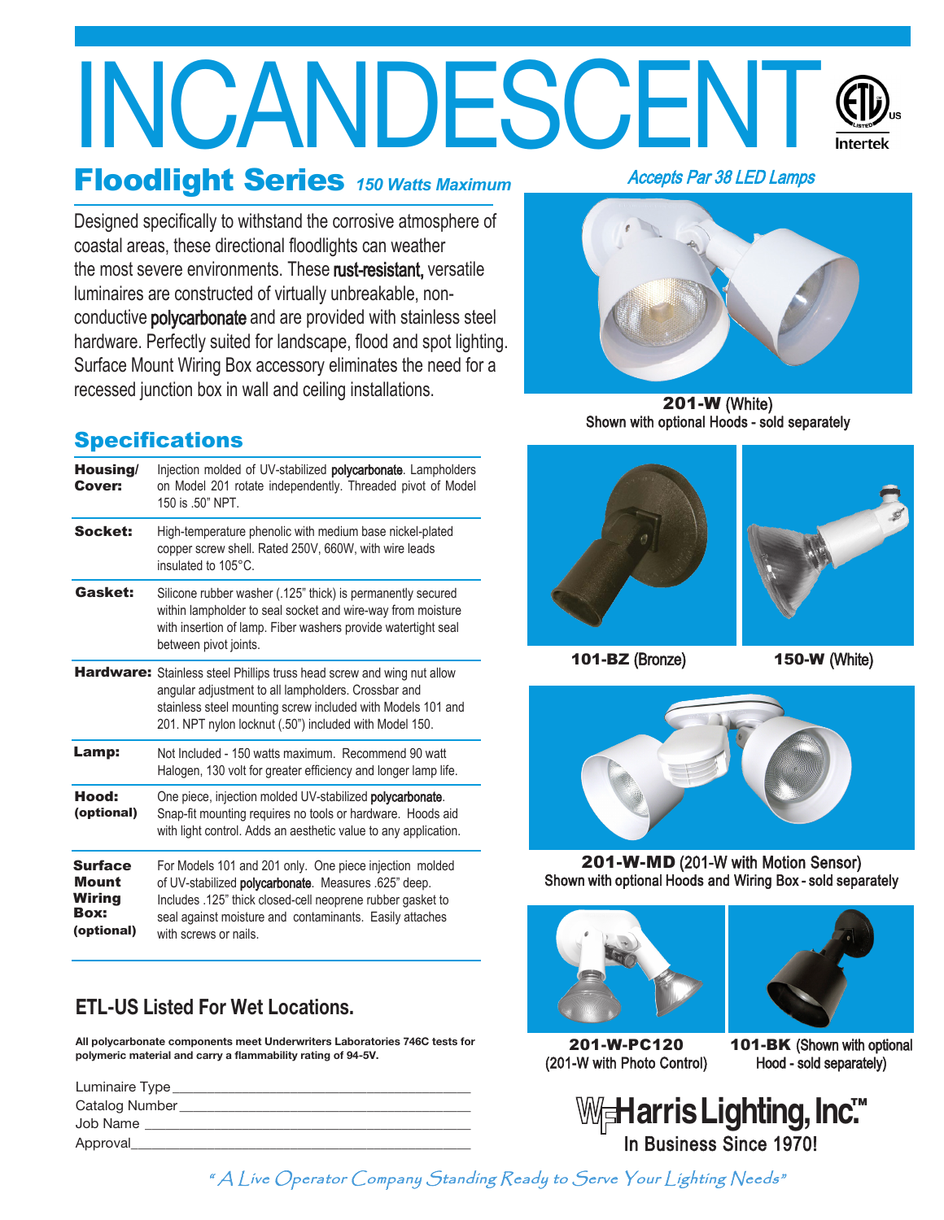# INCANDESCENT

## Floodlight Series *150 Watts Maximum*

*Accepts Par 38 LED Lamps*

Designed specifically to withstand the corrosive atmosphere of coastal areas, these directional floodlights can weather the most severe environments. These **rust-resistant,** versatile luminaires are constructed of virtually unbreakable, non-conductive **polycarbonate** and are provided with stainless steel hardware. Perfectly suited for landscape, flood and spot lighting. Surface Mount Wiring Box accessory eliminates the need for a recessed junction box in wall and ceiling installations.

## Specifications

| | |
|---|---|
| **Housing/ Cover:** | Injection molded of UV-stabilized **polycarbonate**. Lampholders on Model 201 rotate independently. Threaded pivot of Model 150 is .50" NPT. |
| **Socket:** | High-temperature phenolic with medium base nickel-plated copper screw shell. Rated 250V, 660W, with wire leads insulated to 105°C. |
| **Gasket:** | Silicone rubber washer (.125" thick) is permanently secured within lampholder to seal socket and wire-way from moisture with insertion of lamp. Fiber washers provide watertight seal between pivot joints. |
| **Hardware:** | Stainless steel Phillips truss head screw and wing nut allow angular adjustment to all lampholders. Crossbar and stainless steel mounting screw included with Models 101 and 201. NPT nylon locknut (.50") included with Model 150. |
| **Lamp:** | Not Included - 150 watts maximum. Recommend 90 watt Halogen, 130 volt for greater efficiency and longer lamp life. |
| **Hood: (optional)** | One piece, injection molded UV-stabilized **polycarbonate**. Snap-fit mounting requires no tools or hardware. Hoods aid with light control. Adds an aesthetic value to any application. |
| **Surface Mount Wiring Box: (optional)** | For Models 101 and 201 only. One piece injection molded of UV-stabilized **polycarbonate**. Measures .625" deep. Includes .125" thick closed-cell neoprene rubber gasket to seal against moisture and contaminants. Easily attaches with screws or nails. |

### ETL-US Listed For Wet Locations.

**All polycarbonate components meet Underwriters Laboratories 746C tests for polymeric material and carry a flammability rating of 94-5V.**

Luminaire Type ________________________________

Catalog Number ________________________________

Job Name ________________________________

Approval ________________________________

**201-W** (White)
Shown with optional Hoods - sold separately

**101-BZ** (Bronze)

**150-W** (White)

**201-W-MD** (201-W with Motion Sensor)
Shown with optional Hoods and Wiring Box - sold separately

**201-W-PC120**
(201-W with Photo Control)

**101-BK** (Shown with optional Hood - sold separately)

**W.F. Harris Lighting, Inc.™**
In Business Since 1970!

*"A Live Operator Company Standing Ready to Serve Your Lighting Needs"*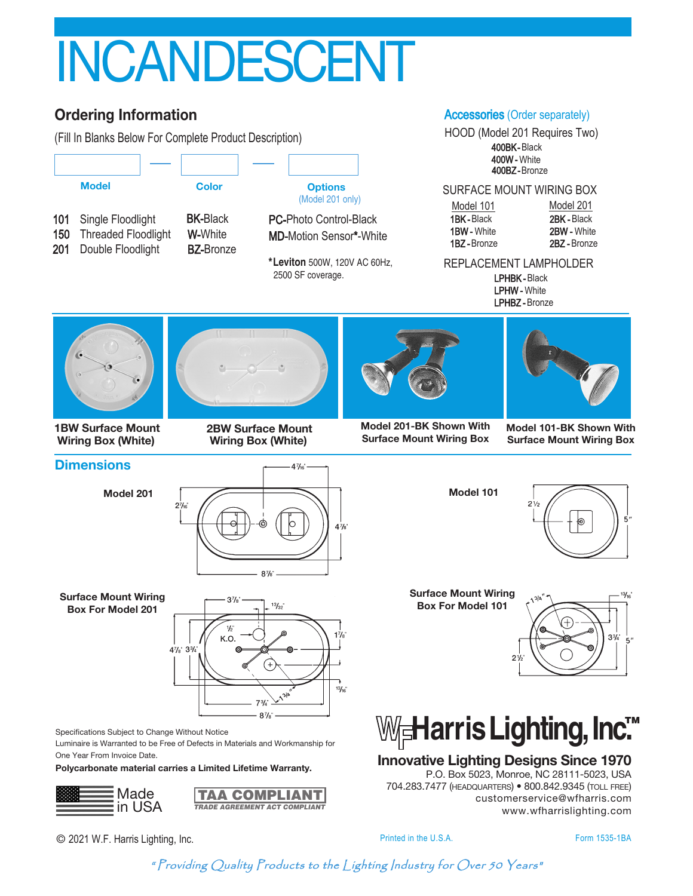# INCANDESCENT

## Ordering Information

(Fill In Blanks Below For Complete Product Description)

| Model | Color | Options (Model 201 only) |
|---|---|---|
| 101 Single Floodlight | BK-Black | PC-Photo Control-Black |
| 150 Threaded Floodlight | W-White | MD-Motion Sensor*-White |
| 201 Double Floodlight | BZ-Bronze | |

*Leviton 500W, 120V AC 60Hz, 2500 SF coverage.

## Accessories (Order separately)

**HOOD (Model 201 Requires Two)**

- **400BK** - Black
- **400W** - White
- **400BZ** - Bronze

**SURFACE MOUNT WIRING BOX**

| Model 101 | Model 201 |
|---|---|
| 1BK - Black | 2BK - Black |
| 1BW - White | 2BW - White |
| 1BZ - Bronze | 2BZ - Bronze |

**REPLACEMENT LAMPHOLDER**

- **LPHBK** - Black
- **LPHW** - White
- **LPHBZ** - Bronze

**1BW Surface Mount Wiring Box (White)**

**2BW Surface Mount Wiring Box (White)**

**Model 201-BK Shown With Surface Mount Wiring Box**

**Model 101-BK Shown With Surface Mount Wiring Box**

## Dimensions

**Model 201**

4 7/16"
2 7/16"
4 7/8"
8 7/8"

**Model 101**

2 1/2
5"

**Surface Mount Wiring Box For Model 201**

3 7/8"
13/32"
1/2" K.O.
1 7/8"
4 7/8" 3 3/4"
13/16"
1 3/4"
7 3/4"
8 7/8"

**Surface Mount Wiring Box For Model 101**

1 3/4"
13/16"
3 3/4"
5"
2 1/2"

Specifications Subject to Change Without Notice

Luminaire is Warranted to be Free of Defects in Materials and Workmanship for One Year From Invoice Date.

**Polycarbonate material carries a Limited Lifetime Warranty.**

Made in USA

TAA COMPLIANT — TRADE AGREEMENT ACT COMPLIANT

**WF Harris Lighting, Inc.™**

**Innovative Lighting Designs Since 1970**

P.O. Box 5023, Monroe, NC 28111-5023, USA
704.283.7477 (HEADQUARTERS) • 800.842.9345 (TOLL FREE)
customerservice@wfharris.com
www.wfharrislighting.com

© 2021 W.F. Harris Lighting, Inc.

Printed in the U.S.A.

Form 1535-1BA

*"Providing Quality Products to the Lighting Industry for Over 50 Years"*